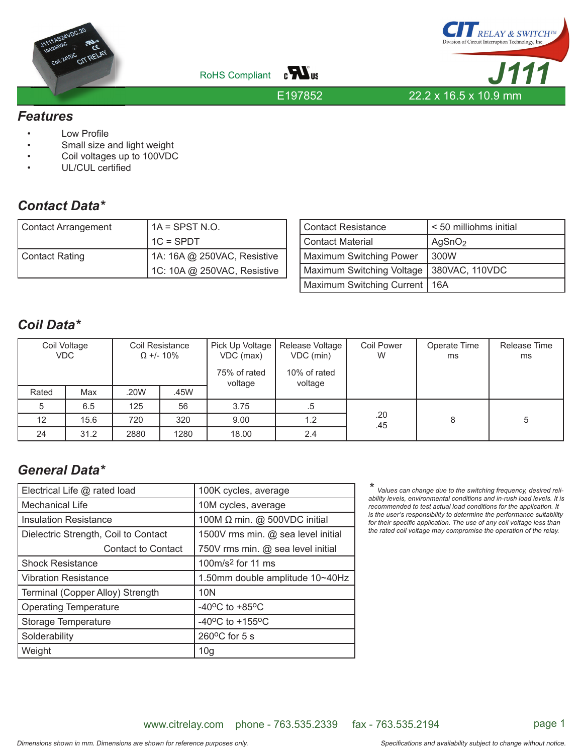CIT RELAY & SWITCH™
Division of Circuit Interruption Technology, Inc.

# J111

RoHS Compliant

E197852 — 22.2 x 16.5 x 10.9 mm

## Features

- Low Profile
- Small size and light weight
- Coil voltages up to 100VDC
- UL/CUL certified

## Contact Data*

| | |
|---|---|
| Contact Arrangement | 1A = SPST N.O.<br>1C = SPDT |
| Contact Rating | 1A: 16A @ 250VAC, Resistive<br>1C: 10A @ 250VAC, Resistive |

| | |
|---|---|
| Contact Resistance | < 50 milliohms initial |
| Contact Material | $AgSnO_2$ |
| Maximum Switching Power | 300W |
| Maximum Switching Voltage | 380VAC, 110VDC |
| Maximum Switching Current | 16A |

## Coil Data*

| Coil Voltage VDC | | Coil Resistance Ω +/- 10% | | Pick Up Voltage VDC (max) 75% of rated voltage | Release Voltage VDC (min) 10% of rated voltage | Coil Power W | Operate Time ms | Release Time ms |
|---|---|---|---|---|---|---|---|---|
| Rated | Max | .20W | .45W | | | | | |
| 5 | 6.5 | 125 | 56 | 3.75 | .5 | .20<br>.45 | 8 | 5 |
| 12 | 15.6 | 720 | 320 | 9.00 | 1.2 | | | |
| 24 | 31.2 | 2880 | 1280 | 18.00 | 2.4 | | | |

## General Data*

| | |
|---|---|
| Electrical Life @ rated load | 100K cycles, average |
| Mechanical Life | 10M cycles, average |
| Insulation Resistance | 100M Ω min. @ 500VDC initial |
| Dielectric Strength, Coil to Contact | 1500V rms min. @ sea level initial |
| Contact to Contact | 750V rms min. @ sea level initial |
| Shock Resistance | $100m/s^2$ for 11 ms |
| Vibration Resistance | 1.50mm double amplitude 10~40Hz |
| Terminal (Copper Alloy) Strength | 10N |
| Operating Temperature | -40°C to +85°C |
| Storage Temperature | -40°C to +155°C |
| Solderability | 260°C for 5 s |
| Weight | 10g |

*\* Values can change due to the switching frequency, desired reliability levels, environmental conditions and in-rush load levels. It is recommended to test actual load conditions for the application. It is the user's responsibility to determine the performance suitability for their specific application. The use of any coil voltage less than the rated coil voltage may compromise the operation of the relay.*

www.citrelay.com phone - 763.535.2339 fax - 763.535.2194

*Dimensions shown in mm. Dimensions are shown for reference purposes only.*

*Specifications and availability subject to change without notice.*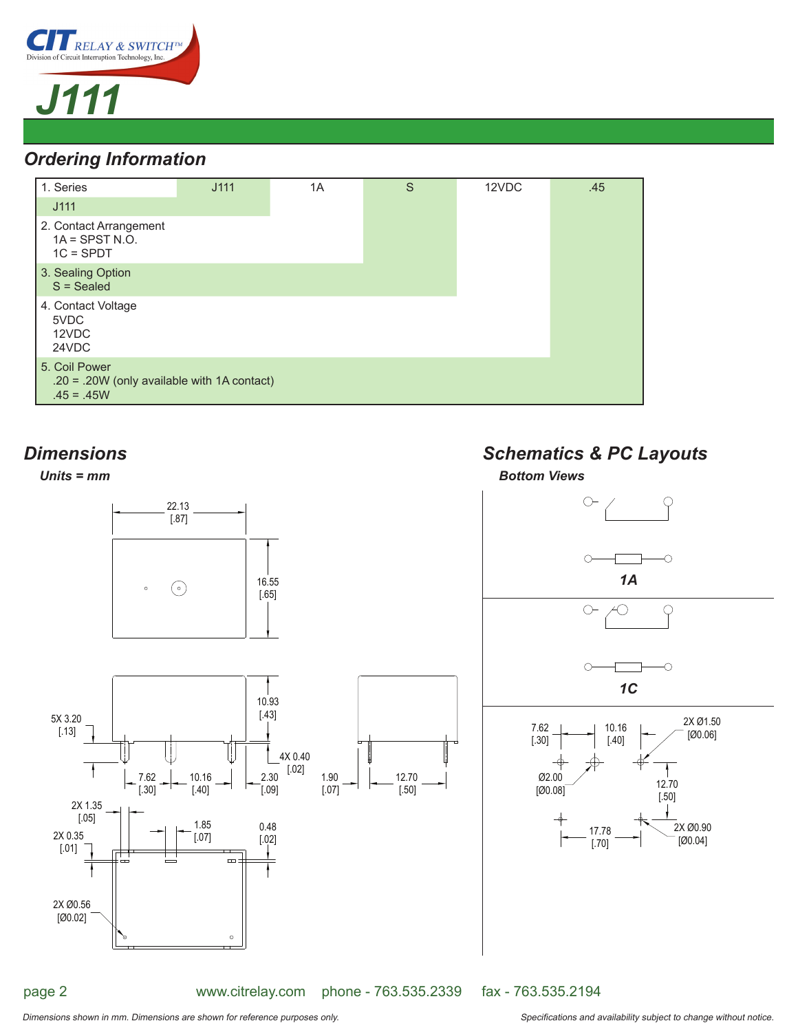# J111

## Ordering Information

| 1. Series | J111 | 1A | S | 12VDC | .45 |
|---|---|---|---|---|---|
| J111 | | | | | |
| 2. Contact Arrangement<br>1A = SPST N.O.<br>1C = SPDT | | | | | |
| 3. Sealing Option<br>S = Sealed | | | | | |
| 4. Contact Voltage<br>5VDC<br>12VDC<br>24VDC | | | | | |
| 5. Coil Power<br>.20 = .20W (only available with 1A contact)<br>.45 = .45W | | | | | |

## Dimensions

***Units = mm***

22.13
[.87]

16.55
[.65]

10.93
[.43]

5X 3.20
[.13]

4X 0.40
[.02]

7.62
[.30]

10.16
[.40]

2.30
[.09]

1.90
[.07]

12.70
[.50]

2X 1.35
[.05]

1.85
[.07]

2X 0.35
[.01]

0.48
[.02]

2X Ø0.56
[Ø0.02]

## Schematics & PC Layouts

***Bottom Views***

1A

1C

7.62
[.30]

10.16
[.40]

2X Ø1.50
[Ø0.06]

Ø2.00
[Ø0.08]

12.70
[.50]

17.78
[.70]

2X Ø0.90
[Ø0.04]

www.citrelay.com phone - 763.535.2339 fax - 763.535.2194

*Dimensions shown in mm. Dimensions are shown for reference purposes only.*

*Specifications and availability subject to change without notice.*